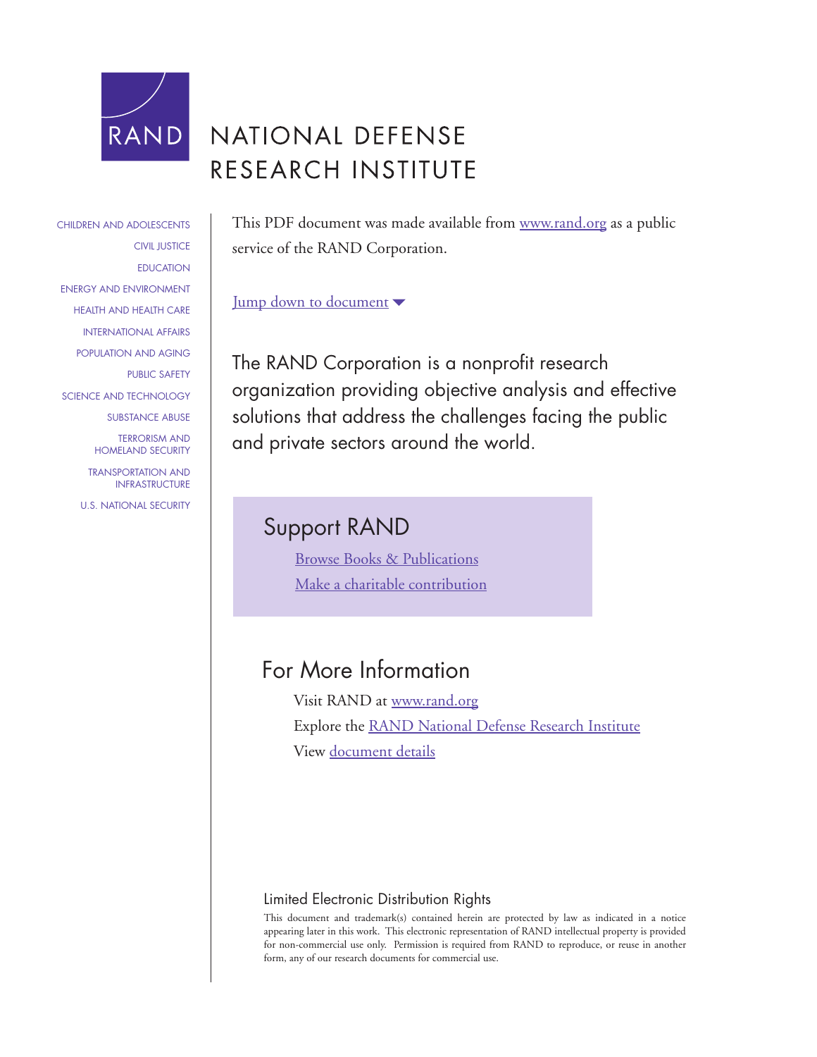RAND

# NATIONAL DEFENSE RESEARCH INSTITUTE

- CHILDREN AND ADOLESCENTS
- CIVIL JUSTICE
- EDUCATION
- ENERGY AND ENVIRONMENT
- HEALTH AND HEALTH CARE
- INTERNATIONAL AFFAIRS
- POPULATION AND AGING
- PUBLIC SAFETY
- SCIENCE AND TECHNOLOGY
- SUBSTANCE ABUSE
- TERRORISM AND HOMELAND SECURITY
- TRANSPORTATION AND INFRASTRUCTURE
- U.S. NATIONAL SECURITY

This PDF document was made available from www.rand.org as a public service of the RAND Corporation.

Jump down to document

The RAND Corporation is a nonprofit research organization providing objective analysis and effective solutions that address the challenges facing the public and private sectors around the world.

## Support RAND

Browse Books & Publications

Make a charitable contribution

## For More Information

Visit RAND at www.rand.org

Explore the RAND National Defense Research Institute

View document details

### Limited Electronic Distribution Rights

This document and trademark(s) contained herein are protected by law as indicated in a notice appearing later in this work. This electronic representation of RAND intellectual property is provided for non-commercial use only. Permission is required from RAND to reproduce, or reuse in another form, any of our research documents for commercial use.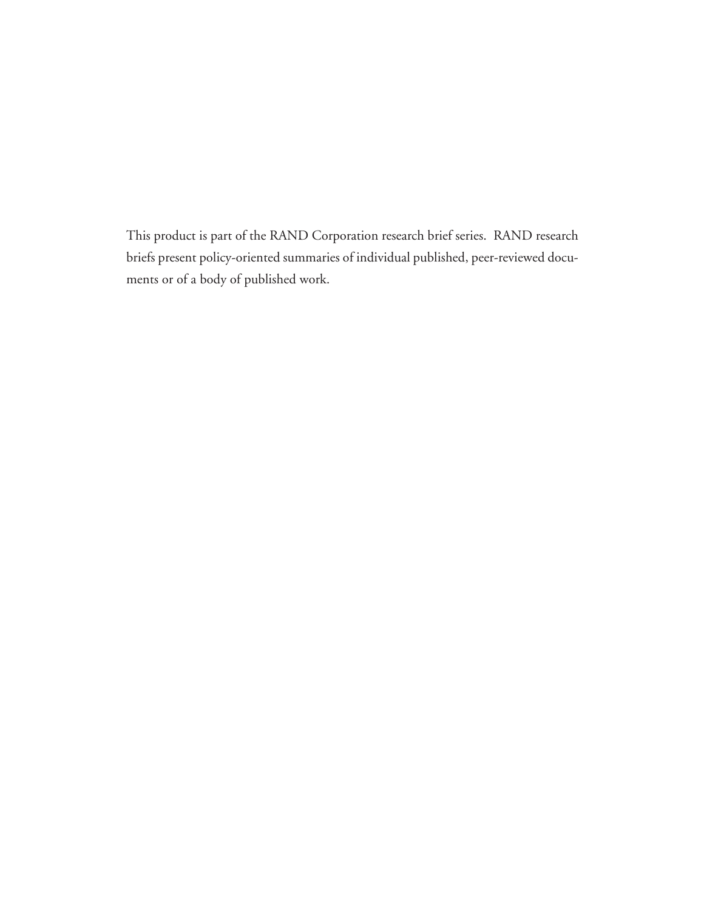This product is part of the RAND Corporation research brief series. RAND research briefs present policy-oriented summaries of individual published, peer-reviewed documents or of a body of published work.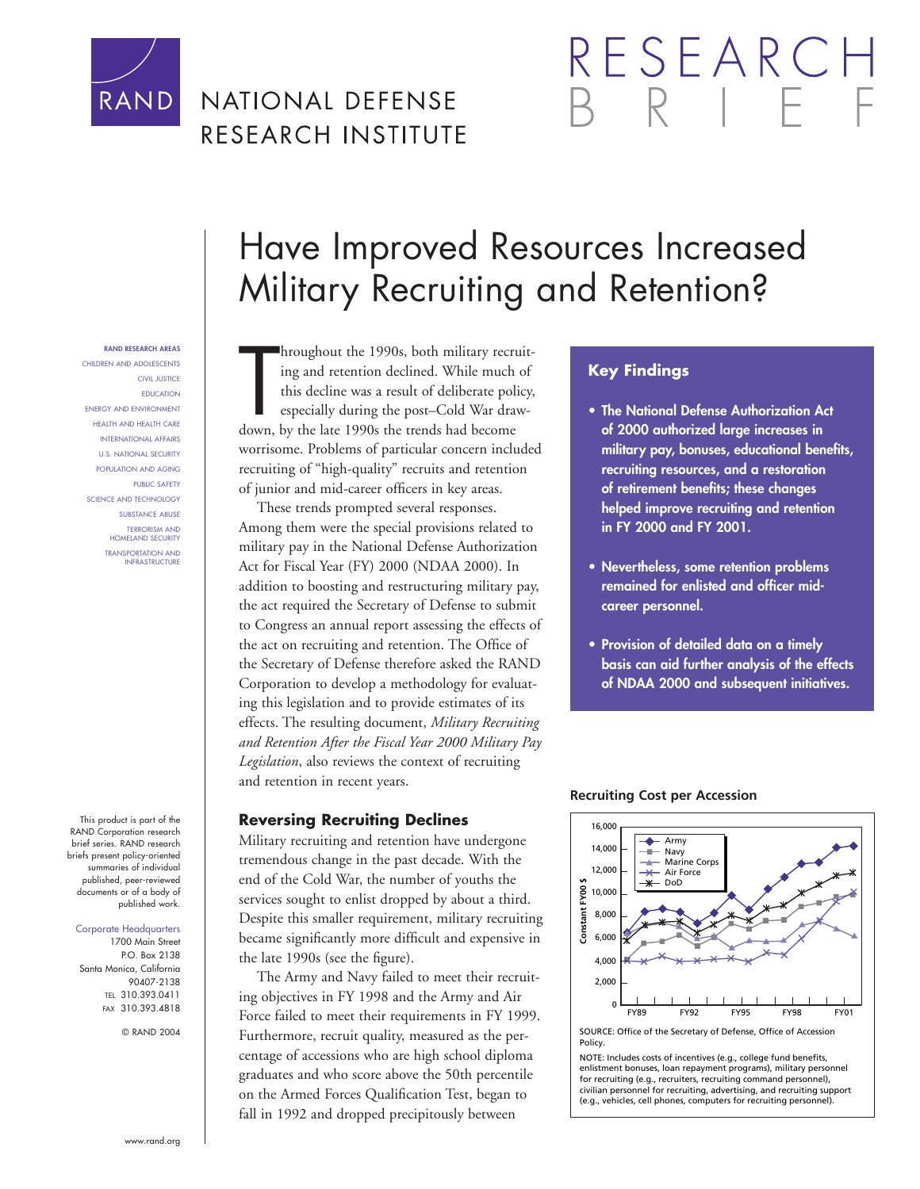# Have Improved Resources Increased Military Recruiting and Retention?

RAND RESEARCH AREAS
CHILDREN AND ADOLESCENTS
CIVIL JUSTICE
EDUCATION
ENERGY AND ENVIRONMENT
HEALTH AND HEALTH CARE
INTERNATIONAL AFFAIRS
U.S. NATIONAL SECURITY
POPULATION AND AGING
PUBLIC SAFETY
SCIENCE AND TECHNOLOGY
SUBSTANCE ABUSE
TERRORISM AND HOMELAND SECURITY
TRANSPORTATION AND INFRASTRUCTURE

Throughout the 1990s, both military recruiting and retention declined. While much of this decline was a result of deliberate policy, especially during the post–Cold War drawdown, by the late 1990s the trends had become worrisome. Problems of particular concern included recruiting of "high-quality" recruits and retention of junior and mid-career officers in key areas.

These trends prompted several responses. Among them were the special provisions related to military pay in the National Defense Authorization Act for Fiscal Year (FY) 2000 (NDAA 2000). In addition to boosting and restructuring military pay, the act required the Secretary of Defense to submit to Congress an annual report assessing the effects of the act on recruiting and retention. The Office of the Secretary of Defense therefore asked the RAND Corporation to develop a methodology for evaluating this legislation and to provide estimates of its effects. The resulting document, *Military Recruiting and Retention After the Fiscal Year 2000 Military Pay Legislation*, also reviews the context of recruiting and retention in recent years.

## Key Findings

- **The National Defense Authorization Act of 2000 authorized large increases in military pay, bonuses, educational benefits, recruiting resources, and a restoration of retirement benefits; these changes helped improve recruiting and retention in FY 2000 and FY 2001.**
- **Nevertheless, some retention problems remained for enlisted and officer mid-career personnel.**
- **Provision of detailed data on a timely basis can aid further analysis of the effects of NDAA 2000 and subsequent initiatives.**

## Reversing Recruiting Declines

Military recruiting and retention have undergone tremendous change in the past decade. With the end of the Cold War, the number of youths the services sought to enlist dropped by about a third. Despite this smaller requirement, military recruiting became significantly more difficult and expensive in the late 1990s (see the figure).

The Army and Navy failed to meet their recruiting objectives in FY 1998 and the Army and Air Force failed to meet their requirements in FY 1999. Furthermore, recruit quality, measured as the percentage of accessions who are high school diploma graduates and who score above the 50th percentile on the Armed Forces Qualification Test, began to fall in 1992 and dropped precipitously between

**Recruiting Cost per Accession**

SOURCE: Office of the Secretary of Defense, Office of Accession Policy.

NOTE: Includes costs of incentives (e.g., college fund benefits, enlistment bonuses, loan repayment programs), military personnel for recruiting (e.g., recruiters, recruiting command personnel), civilian personnel for recruiting, advertising, and recruiting support (e.g., vehicles, cell phones, computers for recruiting personnel).

This product is part of the RAND Corporation research brief series. RAND research briefs present policy-oriented summaries of individual published, peer-reviewed documents or of a body of published work.

Corporate Headquarters
1700 Main Street
P.O. Box 2138
Santa Monica, California 90407-2138
TEL 310.393.0411
FAX 310.393.4818

© RAND 2004

www.rand.org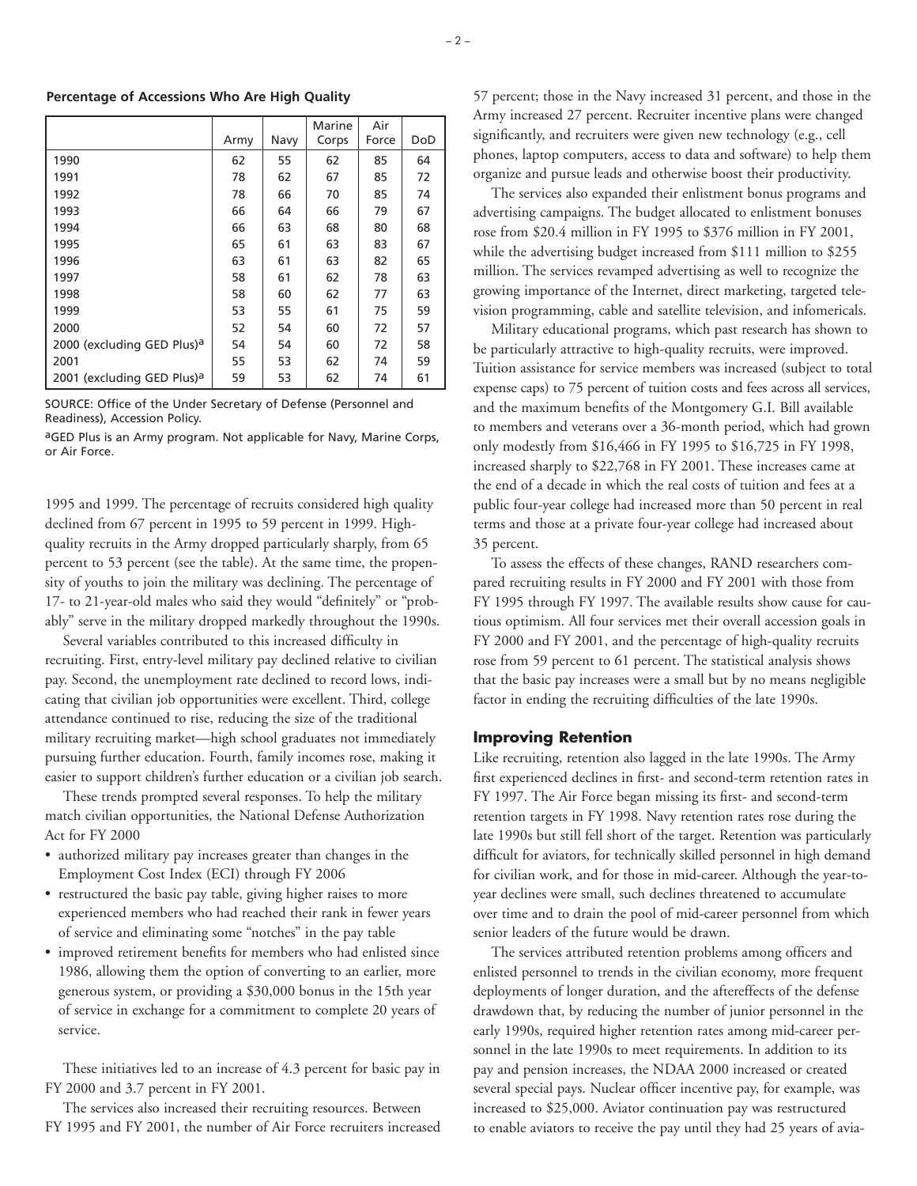**Percentage of Accessions Who Are High Quality**

| | Army | Navy | Marine Corps | Air Force | DoD |
|---|---|---|---|---|---|
| 1990 | 62 | 55 | 62 | 85 | 64 |
| 1991 | 78 | 62 | 67 | 85 | 72 |
| 1992 | 78 | 66 | 70 | 85 | 74 |
| 1993 | 66 | 64 | 66 | 79 | 67 |
| 1994 | 66 | 63 | 68 | 80 | 68 |
| 1995 | 65 | 61 | 63 | 83 | 67 |
| 1996 | 63 | 61 | 63 | 82 | 65 |
| 1997 | 58 | 61 | 62 | 78 | 63 |
| 1998 | 58 | 60 | 62 | 77 | 63 |
| 1999 | 53 | 55 | 61 | 75 | 59 |
| 2000 | 52 | 54 | 60 | 72 | 57 |
| 2000 (excluding GED Plus)[a] | 54 | 54 | 60 | 72 | 58 |
| 2001 | 55 | 53 | 62 | 74 | 59 |
| 2001 (excluding GED Plus)[a] | 59 | 53 | 62 | 74 | 61 |

SOURCE: Office of the Under Secretary of Defense (Personnel and Readiness), Accession Policy.

[a]GED Plus is an Army program. Not applicable for Navy, Marine Corps, or Air Force.

1995 and 1999. The percentage of recruits considered high quality declined from 67 percent in 1995 to 59 percent in 1999. High-quality recruits in the Army dropped particularly sharply, from 65 percent to 53 percent (see the table). At the same time, the propensity of youths to join the military was declining. The percentage of 17- to 21-year-old males who said they would "definitely" or "probably" serve in the military dropped markedly throughout the 1990s.

Several variables contributed to this increased difficulty in recruiting. First, entry-level military pay declined relative to civilian pay. Second, the unemployment rate declined to record lows, indicating that civilian job opportunities were excellent. Third, college attendance continued to rise, reducing the size of the traditional military recruiting market—high school graduates not immediately pursuing further education. Fourth, family incomes rose, making it easier to support children's further education or a civilian job search.

These trends prompted several responses. To help the military match civilian opportunities, the National Defense Authorization Act for FY 2000

- authorized military pay increases greater than changes in the Employment Cost Index (ECI) through FY 2006
- restructured the basic pay table, giving higher raises to more experienced members who had reached their rank in fewer years of service and eliminating some "notches" in the pay table
- improved retirement benefits for members who had enlisted since 1986, allowing them the option of converting to an earlier, more generous system, or providing a $30,000 bonus in the 15th year of service in exchange for a commitment to complete 20 years of service.

These initiatives led to an increase of 4.3 percent for basic pay in FY 2000 and 3.7 percent in FY 2001.

The services also increased their recruiting resources. Between FY 1995 and FY 2001, the number of Air Force recruiters increased 57 percent; those in the Navy increased 31 percent, and those in the Army increased 27 percent. Recruiter incentive plans were changed significantly, and recruiters were given new technology (e.g., cell phones, laptop computers, access to data and software) to help them organize and pursue leads and otherwise boost their productivity.

The services also expanded their enlistment bonus programs and advertising campaigns. The budget allocated to enlistment bonuses rose from $20.4 million in FY 1995 to $376 million in FY 2001, while the advertising budget increased from $111 million to $255 million. The services revamped advertising as well to recognize the growing importance of the Internet, direct marketing, targeted television programming, cable and satellite television, and infomericals.

Military educational programs, which past research has shown to be particularly attractive to high-quality recruits, were improved. Tuition assistance for service members was increased (subject to total expense caps) to 75 percent of tuition costs and fees across all services, and the maximum benefits of the Montgomery G.I. Bill available to members and veterans over a 36-month period, which had grown only modestly from $16,466 in FY 1995 to $16,725 in FY 1998, increased sharply to $22,768 in FY 2001. These increases came at the end of a decade in which the real costs of tuition and fees at a public four-year college had increased more than 50 percent in real terms and those at a private four-year college had increased about 35 percent.

To assess the effects of these changes, RAND researchers compared recruiting results in FY 2000 and FY 2001 with those from FY 1995 through FY 1997. The available results show cause for cautious optimism. All four services met their overall accession goals in FY 2000 and FY 2001, and the percentage of high-quality recruits rose from 59 percent to 61 percent. The statistical analysis shows that the basic pay increases were a small but by no means negligible factor in ending the recruiting difficulties of the late 1990s.

## Improving Retention

Like recruiting, retention also lagged in the late 1990s. The Army first experienced declines in first- and second-term retention rates in FY 1997. The Air Force began missing its first- and second-term retention targets in FY 1998. Navy retention rates rose during the late 1990s but still fell short of the target. Retention was particularly difficult for aviators, for technically skilled personnel in high demand for civilian work, and for those in mid-career. Although the year-to-year declines were small, such declines threatened to accumulate over time and to drain the pool of mid-career personnel from which senior leaders of the future would be drawn.

The services attributed retention problems among officers and enlisted personnel to trends in the civilian economy, more frequent deployments of longer duration, and the aftereffects of the defense drawdown that, by reducing the number of junior personnel in the early 1990s, required higher retention rates among mid-career personnel in the late 1990s to meet requirements. In addition to its pay and pension increases, the NDAA 2000 increased or created several special pays. Nuclear officer incentive pay, for example, was increased to $25,000. Aviator continuation pay was restructured to enable aviators to receive the pay until they had 25 years of avia-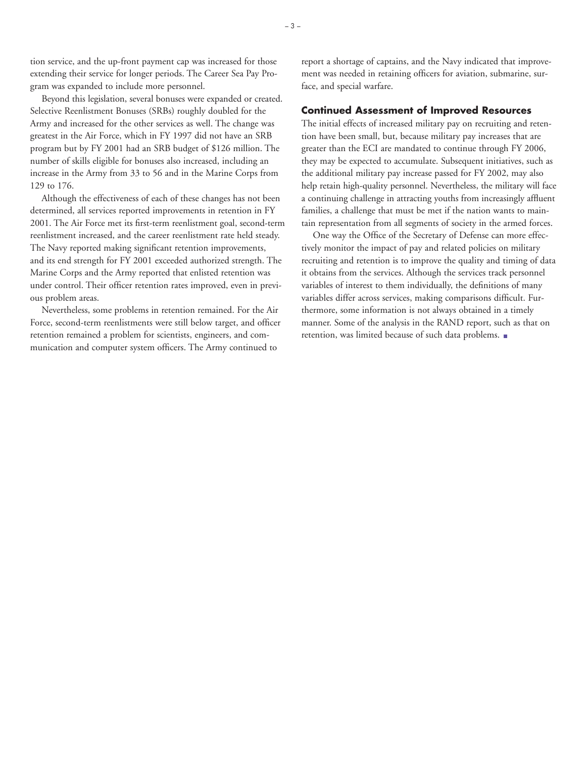tion service, and the up-front payment cap was increased for those extending their service for longer periods. The Career Sea Pay Program was expanded to include more personnel.

Beyond this legislation, several bonuses were expanded or created. Selective Reenlistment Bonuses (SRBs) roughly doubled for the Army and increased for the other services as well. The change was greatest in the Air Force, which in FY 1997 did not have an SRB program but by FY 2001 had an SRB budget of $126 million. The number of skills eligible for bonuses also increased, including an increase in the Army from 33 to 56 and in the Marine Corps from 129 to 176.

Although the effectiveness of each of these changes has not been determined, all services reported improvements in retention in FY 2001. The Air Force met its first-term reenlistment goal, second-term reenlistment increased, and the career reenlistment rate held steady. The Navy reported making significant retention improvements, and its end strength for FY 2001 exceeded authorized strength. The Marine Corps and the Army reported that enlisted retention was under control. Their officer retention rates improved, even in previous problem areas.

Nevertheless, some problems in retention remained. For the Air Force, second-term reenlistments were still below target, and officer retention remained a problem for scientists, engineers, and communication and computer system officers. The Army continued to report a shortage of captains, and the Navy indicated that improvement was needed in retaining officers for aviation, submarine, surface, and special warfare.

## Continued Assessment of Improved Resources

The initial effects of increased military pay on recruiting and retention have been small, but, because military pay increases that are greater than the ECI are mandated to continue through FY 2006, they may be expected to accumulate. Subsequent initiatives, such as the additional military pay increase passed for FY 2002, may also help retain high-quality personnel. Nevertheless, the military will face a continuing challenge in attracting youths from increasingly affluent families, a challenge that must be met if the nation wants to maintain representation from all segments of society in the armed forces.

One way the Office of the Secretary of Defense can more effectively monitor the impact of pay and related policies on military recruiting and retention is to improve the quality and timing of data it obtains from the services. Although the services track personnel variables of interest to them individually, the definitions of many variables differ across services, making comparisons difficult. Furthermore, some information is not always obtained in a timely manner. Some of the analysis in the RAND report, such as that on retention, was limited because of such data problems. ■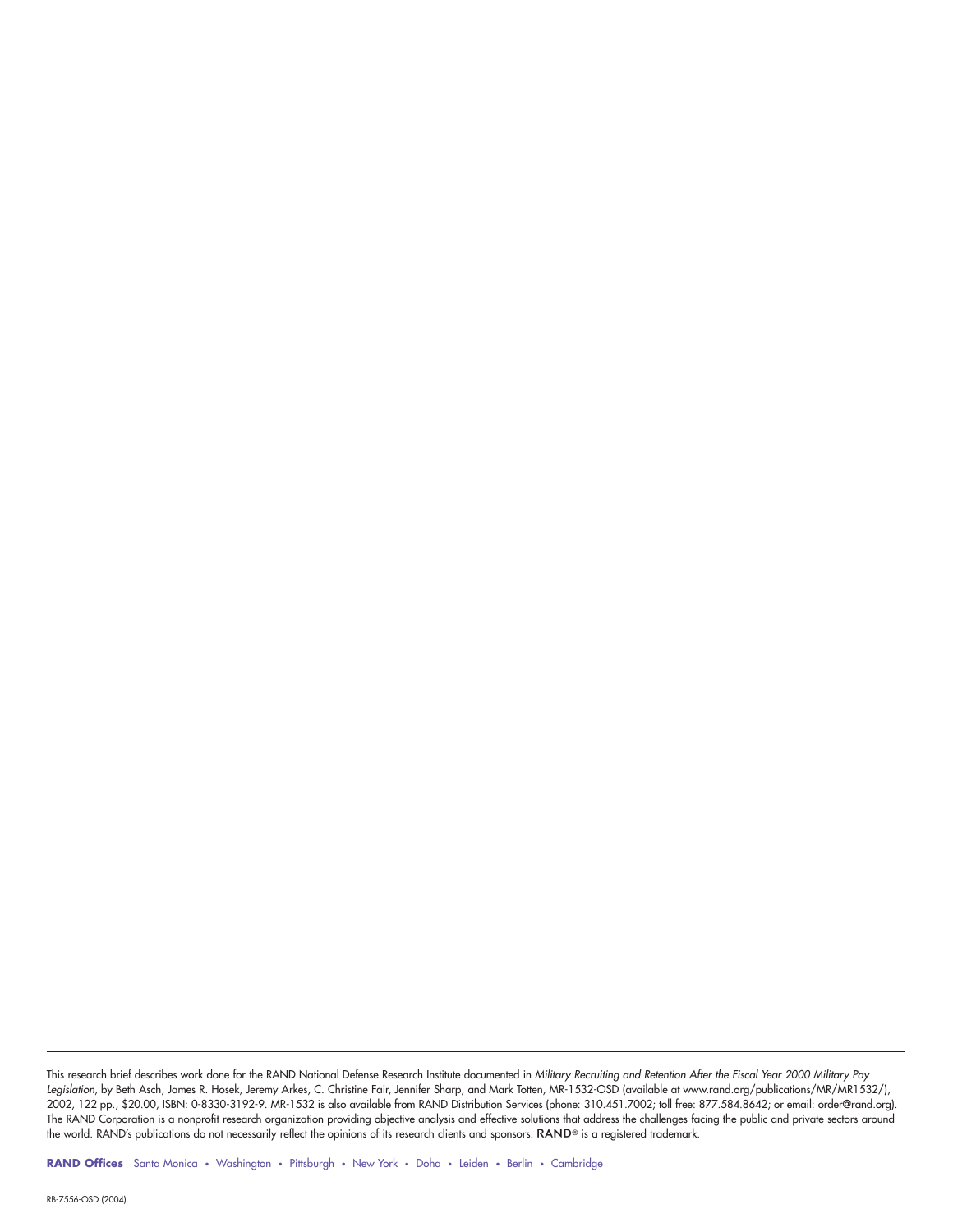This research brief describes work done for the RAND National Defense Research Institute documented in *Military Recruiting and Retention After the Fiscal Year 2000 Military Pay Legislation*, by Beth Asch, James R. Hosek, Jeremy Arkes, C. Christine Fair, Jennifer Sharp, and Mark Totten, MR-1532-OSD (available at www.rand.org/publications/MR/MR1532/), 2002, 122 pp., $20.00, ISBN: 0-8330-3192-9. MR-1532 is also available from RAND Distribution Services (phone: 310.451.7002; toll free: 877.584.8642; or email: order@rand.org). The RAND Corporation is a nonprofit research organization providing objective analysis and effective solutions that address the challenges facing the public and private sectors around the world. RAND's publications do not necessarily reflect the opinions of its research clients and sponsors. RAND® is a registered trademark.

**RAND Offices** Santa Monica • Washington • Pittsburgh • New York • Doha • Leiden • Berlin • Cambridge

RB-7556-OSD (2004)